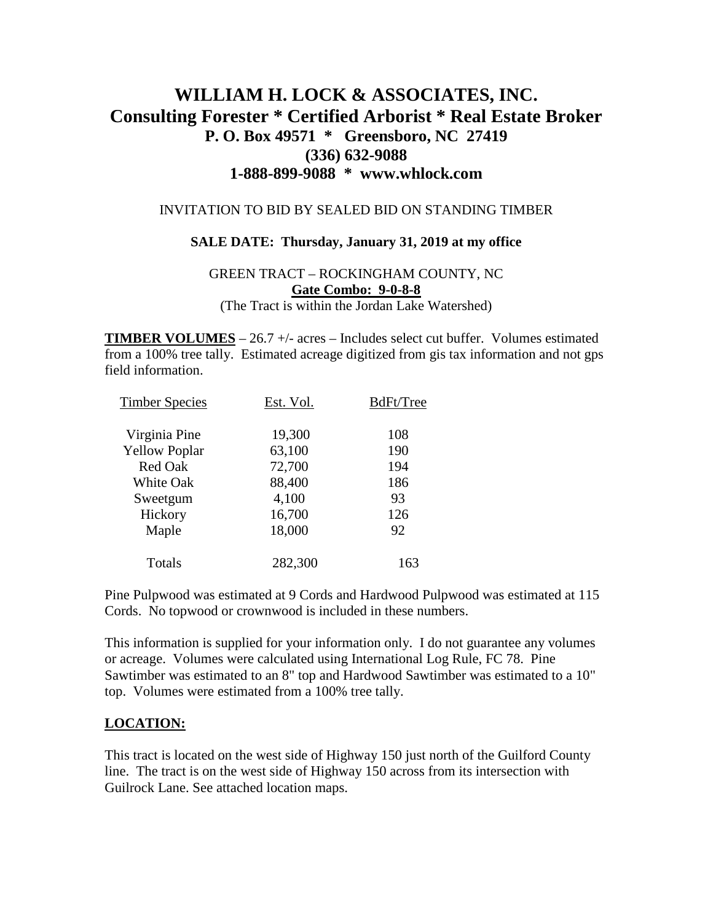# WILLIAM H. LOCK & ASSOCIATES, INC.
## Consulting Forester * Certified Arborist * Real Estate Broker
### P. O. Box 49571 * Greensboro, NC 27419
### (336) 632-9088
### 1-888-899-9088 * www.whlock.com

INVITATION TO BID BY SEALED BID ON STANDING TIMBER

**SALE DATE: Thursday, January 31, 2019 at my office**

GREEN TRACT – ROCKINGHAM COUNTY, NC
**Gate Combo: 9-0-8-8**
(The Tract is within the Jordan Lake Watershed)

**TIMBER VOLUMES** – 26.7 +/- acres – Includes select cut buffer. Volumes estimated from a 100% tree tally. Estimated acreage digitized from gis tax information and not gps field information.

| Timber Species | Est. Vol. | BdFt/Tree |
|---|---|---|
| Virginia Pine | 19,300 | 108 |
| Yellow Poplar | 63,100 | 190 |
| Red Oak | 72,700 | 194 |
| White Oak | 88,400 | 186 |
| Sweetgum | 4,100 | 93 |
| Hickory | 16,700 | 126 |
| Maple | 18,000 | 92 |
| Totals | 282,300 | 163 |

Pine Pulpwood was estimated at 9 Cords and Hardwood Pulpwood was estimated at 115 Cords. No topwood or crownwood is included in these numbers.

This information is supplied for your information only. I do not guarantee any volumes or acreage. Volumes were calculated using International Log Rule, FC 78. Pine Sawtimber was estimated to an 8" top and Hardwood Sawtimber was estimated to a 10" top. Volumes were estimated from a 100% tree tally.

**LOCATION:**

This tract is located on the west side of Highway 150 just north of the Guilford County line. The tract is on the west side of Highway 150 across from its intersection with Guilrock Lane. See attached location maps.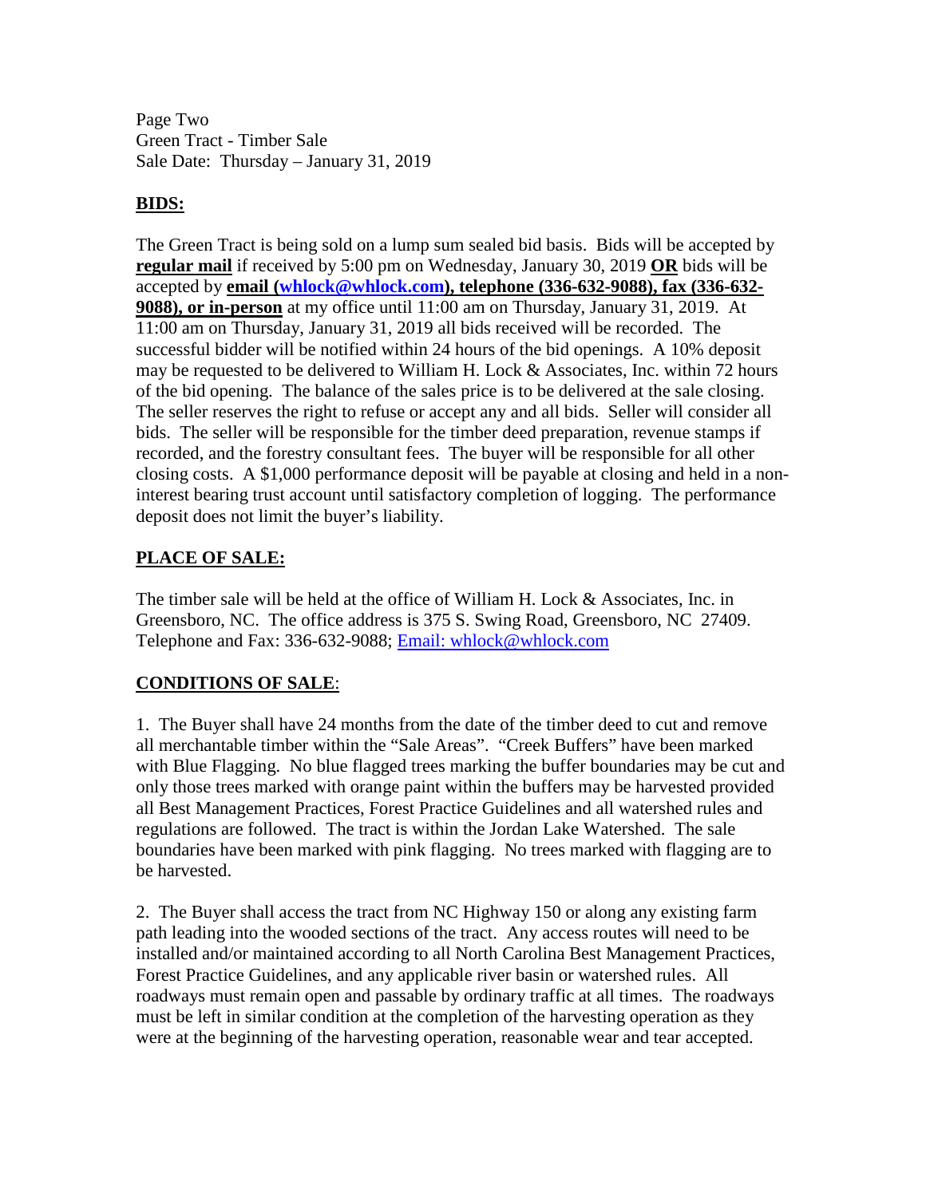Page Two
Green Tract - Timber Sale
Sale Date: Thursday – January 31, 2019

## BIDS:

The Green Tract is being sold on a lump sum sealed bid basis. Bids will be accepted by **regular mail** if received by 5:00 pm on Wednesday, January 30, 2019 **OR** bids will be accepted by **email (whlock@whlock.com), telephone (336-632-9088), fax (336-632-9088), or in-person** at my office until 11:00 am on Thursday, January 31, 2019. At 11:00 am on Thursday, January 31, 2019 all bids received will be recorded. The successful bidder will be notified within 24 hours of the bid openings. A 10% deposit may be requested to be delivered to William H. Lock & Associates, Inc. within 72 hours of the bid opening. The balance of the sales price is to be delivered at the sale closing. The seller reserves the right to refuse or accept any and all bids. Seller will consider all bids. The seller will be responsible for the timber deed preparation, revenue stamps if recorded, and the forestry consultant fees. The buyer will be responsible for all other closing costs. A $1,000 performance deposit will be payable at closing and held in a non-interest bearing trust account until satisfactory completion of logging. The performance deposit does not limit the buyer's liability.

## PLACE OF SALE:

The timber sale will be held at the office of William H. Lock & Associates, Inc. in Greensboro, NC. The office address is 375 S. Swing Road, Greensboro, NC 27409. Telephone and Fax: 336-632-9088; Email: whlock@whlock.com

## CONDITIONS OF SALE:

1. The Buyer shall have 24 months from the date of the timber deed to cut and remove all merchantable timber within the "Sale Areas". "Creek Buffers" have been marked with Blue Flagging. No blue flagged trees marking the buffer boundaries may be cut and only those trees marked with orange paint within the buffers may be harvested provided all Best Management Practices, Forest Practice Guidelines and all watershed rules and regulations are followed. The tract is within the Jordan Lake Watershed. The sale boundaries have been marked with pink flagging. No trees marked with flagging are to be harvested.

2. The Buyer shall access the tract from NC Highway 150 or along any existing farm path leading into the wooded sections of the tract. Any access routes will need to be installed and/or maintained according to all North Carolina Best Management Practices, Forest Practice Guidelines, and any applicable river basin or watershed rules. All roadways must remain open and passable by ordinary traffic at all times. The roadways must be left in similar condition at the completion of the harvesting operation as they were at the beginning of the harvesting operation, reasonable wear and tear accepted.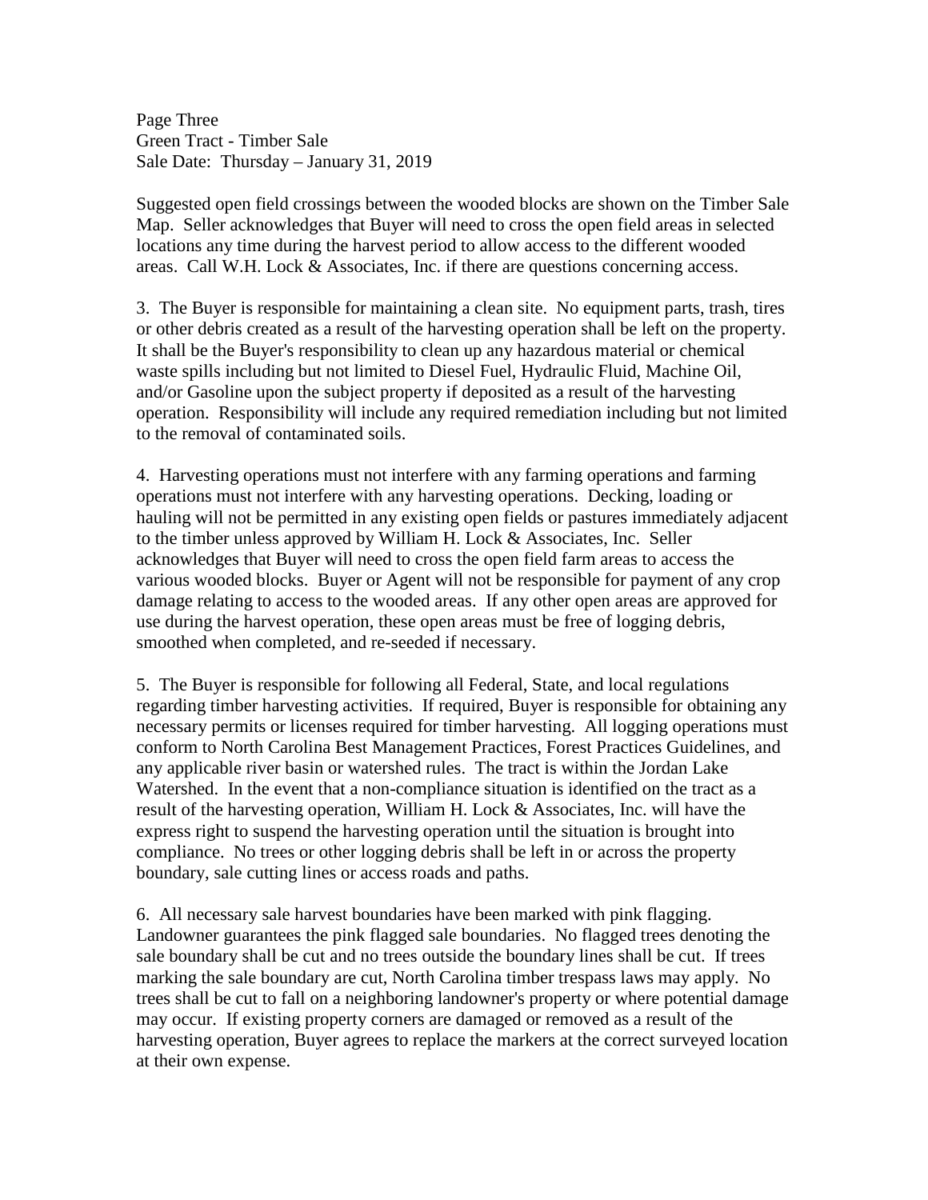Suggested open field crossings between the wooded blocks are shown on the Timber Sale Map. Seller acknowledges that Buyer will need to cross the open field areas in selected locations any time during the harvest period to allow access to the different wooded areas. Call W.H. Lock & Associates, Inc. if there are questions concerning access.

3. The Buyer is responsible for maintaining a clean site. No equipment parts, trash, tires or other debris created as a result of the harvesting operation shall be left on the property. It shall be the Buyer's responsibility to clean up any hazardous material or chemical waste spills including but not limited to Diesel Fuel, Hydraulic Fluid, Machine Oil, and/or Gasoline upon the subject property if deposited as a result of the harvesting operation. Responsibility will include any required remediation including but not limited to the removal of contaminated soils.

4. Harvesting operations must not interfere with any farming operations and farming operations must not interfere with any harvesting operations. Decking, loading or hauling will not be permitted in any existing open fields or pastures immediately adjacent to the timber unless approved by William H. Lock & Associates, Inc. Seller acknowledges that Buyer will need to cross the open field farm areas to access the various wooded blocks. Buyer or Agent will not be responsible for payment of any crop damage relating to access to the wooded areas. If any other open areas are approved for use during the harvest operation, these open areas must be free of logging debris, smoothed when completed, and re-seeded if necessary.

5. The Buyer is responsible for following all Federal, State, and local regulations regarding timber harvesting activities. If required, Buyer is responsible for obtaining any necessary permits or licenses required for timber harvesting. All logging operations must conform to North Carolina Best Management Practices, Forest Practices Guidelines, and any applicable river basin or watershed rules. The tract is within the Jordan Lake Watershed. In the event that a non-compliance situation is identified on the tract as a result of the harvesting operation, William H. Lock & Associates, Inc. will have the express right to suspend the harvesting operation until the situation is brought into compliance. No trees or other logging debris shall be left in or across the property boundary, sale cutting lines or access roads and paths.

6. All necessary sale harvest boundaries have been marked with pink flagging. Landowner guarantees the pink flagged sale boundaries. No flagged trees denoting the sale boundary shall be cut and no trees outside the boundary lines shall be cut. If trees marking the sale boundary are cut, North Carolina timber trespass laws may apply. No trees shall be cut to fall on a neighboring landowner's property or where potential damage may occur. If existing property corners are damaged or removed as a result of the harvesting operation, Buyer agrees to replace the markers at the correct surveyed location at their own expense.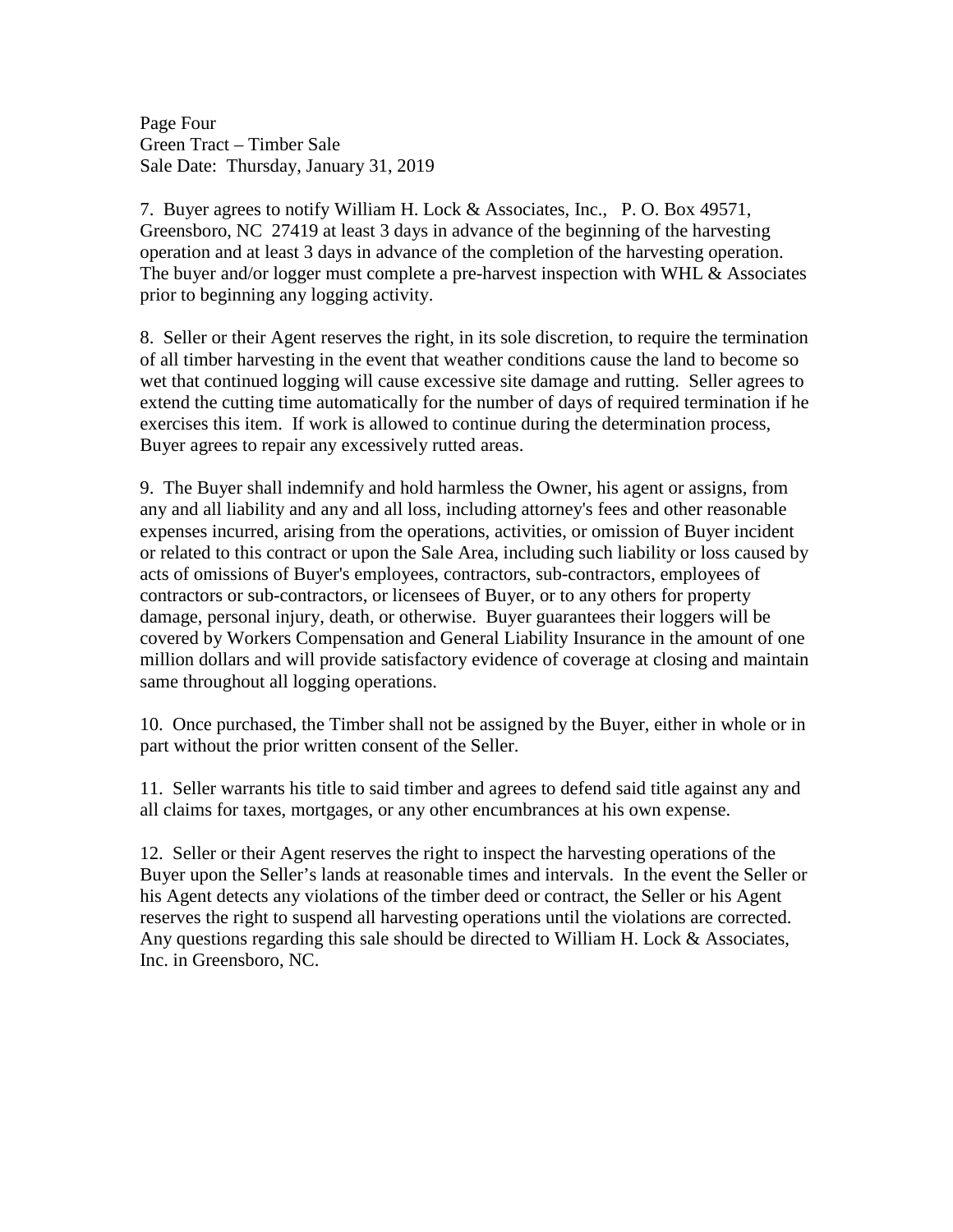7. Buyer agrees to notify William H. Lock & Associates, Inc., P. O. Box 49571, Greensboro, NC 27419 at least 3 days in advance of the beginning of the harvesting operation and at least 3 days in advance of the completion of the harvesting operation. The buyer and/or logger must complete a pre-harvest inspection with WHL & Associates prior to beginning any logging activity.

8. Seller or their Agent reserves the right, in its sole discretion, to require the termination of all timber harvesting in the event that weather conditions cause the land to become so wet that continued logging will cause excessive site damage and rutting. Seller agrees to extend the cutting time automatically for the number of days of required termination if he exercises this item. If work is allowed to continue during the determination process, Buyer agrees to repair any excessively rutted areas.

9. The Buyer shall indemnify and hold harmless the Owner, his agent or assigns, from any and all liability and any and all loss, including attorney's fees and other reasonable expenses incurred, arising from the operations, activities, or omission of Buyer incident or related to this contract or upon the Sale Area, including such liability or loss caused by acts of omissions of Buyer's employees, contractors, sub-contractors, employees of contractors or sub-contractors, or licensees of Buyer, or to any others for property damage, personal injury, death, or otherwise. Buyer guarantees their loggers will be covered by Workers Compensation and General Liability Insurance in the amount of one million dollars and will provide satisfactory evidence of coverage at closing and maintain same throughout all logging operations.

10. Once purchased, the Timber shall not be assigned by the Buyer, either in whole or in part without the prior written consent of the Seller.

11. Seller warrants his title to said timber and agrees to defend said title against any and all claims for taxes, mortgages, or any other encumbrances at his own expense.

12. Seller or their Agent reserves the right to inspect the harvesting operations of the Buyer upon the Seller's lands at reasonable times and intervals. In the event the Seller or his Agent detects any violations of the timber deed or contract, the Seller or his Agent reserves the right to suspend all harvesting operations until the violations are corrected. Any questions regarding this sale should be directed to William H. Lock & Associates, Inc. in Greensboro, NC.